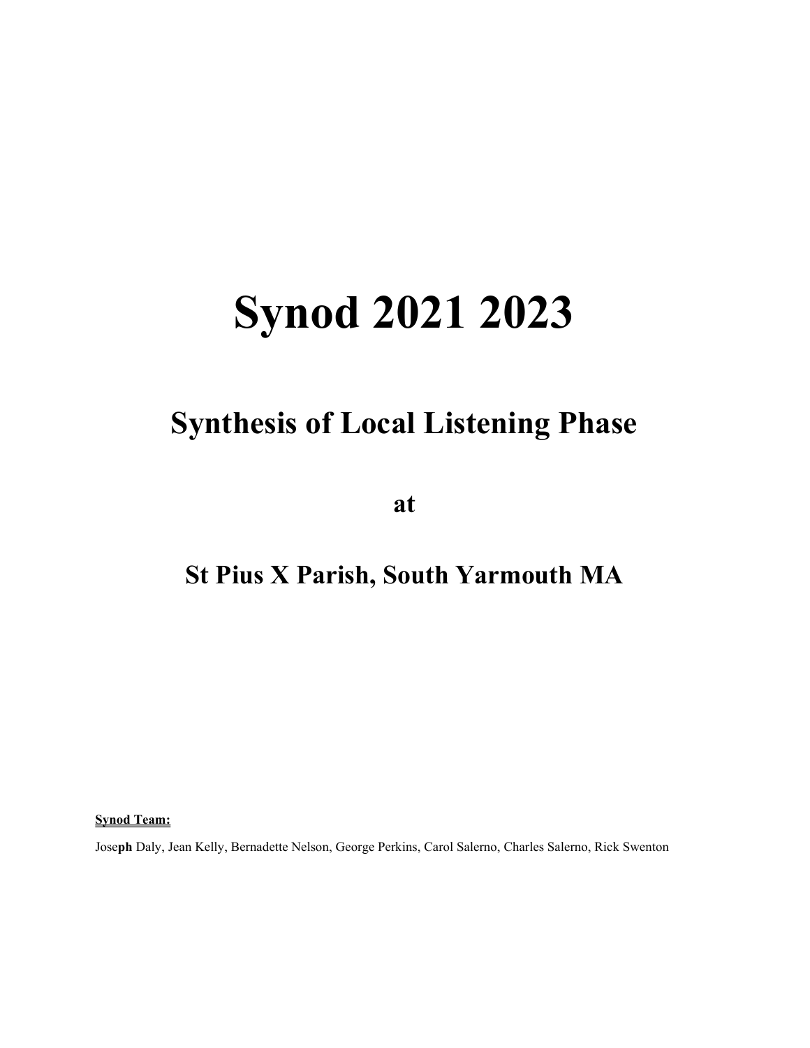# Synod 2021 2023

## Synthesis of Local Listening Phase

## at

## St Pius X Parish, South Yarmouth MA

**Synod Team:**

Joseph Daly, Jean Kelly, Bernadette Nelson, George Perkins, Carol Salerno, Charles Salerno, Rick Swenton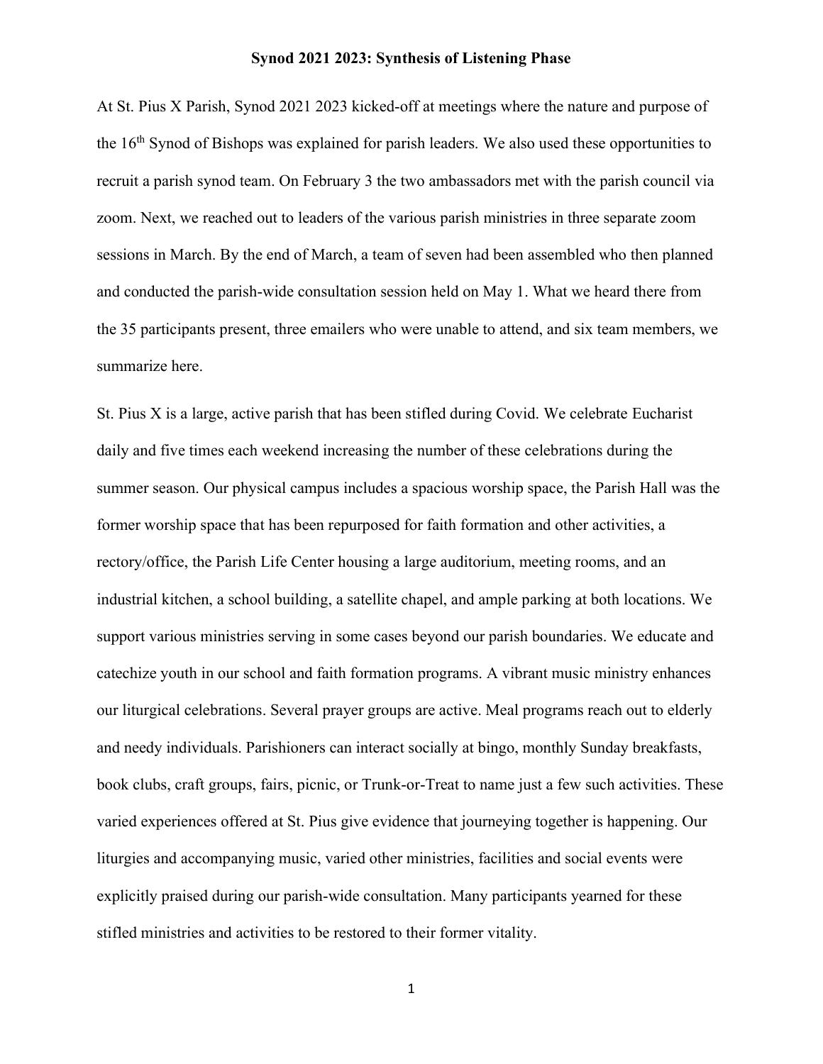# Synod 2021 2023: Synthesis of Listening Phase

At St. Pius X Parish, Synod 2021 2023 kicked-off at meetings where the nature and purpose of the 16th Synod of Bishops was explained for parish leaders. We also used these opportunities to recruit a parish synod team. On February 3 the two ambassadors met with the parish council via zoom. Next, we reached out to leaders of the various parish ministries in three separate zoom sessions in March. By the end of March, a team of seven had been assembled who then planned and conducted the parish-wide consultation session held on May 1. What we heard there from the 35 participants present, three emailers who were unable to attend, and six team members, we summarize here.

St. Pius X is a large, active parish that has been stifled during Covid. We celebrate Eucharist daily and five times each weekend increasing the number of these celebrations during the summer season. Our physical campus includes a spacious worship space, the Parish Hall was the former worship space that has been repurposed for faith formation and other activities, a rectory/office, the Parish Life Center housing a large auditorium, meeting rooms, and an industrial kitchen, a school building, a satellite chapel, and ample parking at both locations. We support various ministries serving in some cases beyond our parish boundaries. We educate and catechize youth in our school and faith formation programs. A vibrant music ministry enhances our liturgical celebrations. Several prayer groups are active. Meal programs reach out to elderly and needy individuals. Parishioners can interact socially at bingo, monthly Sunday breakfasts, book clubs, craft groups, fairs, picnic, or Trunk-or-Treat to name just a few such activities. These varied experiences offered at St. Pius give evidence that journeying together is happening. Our liturgies and accompanying music, varied other ministries, facilities and social events were explicitly praised during our parish-wide consultation. Many participants yearned for these stifled ministries and activities to be restored to their former vitality.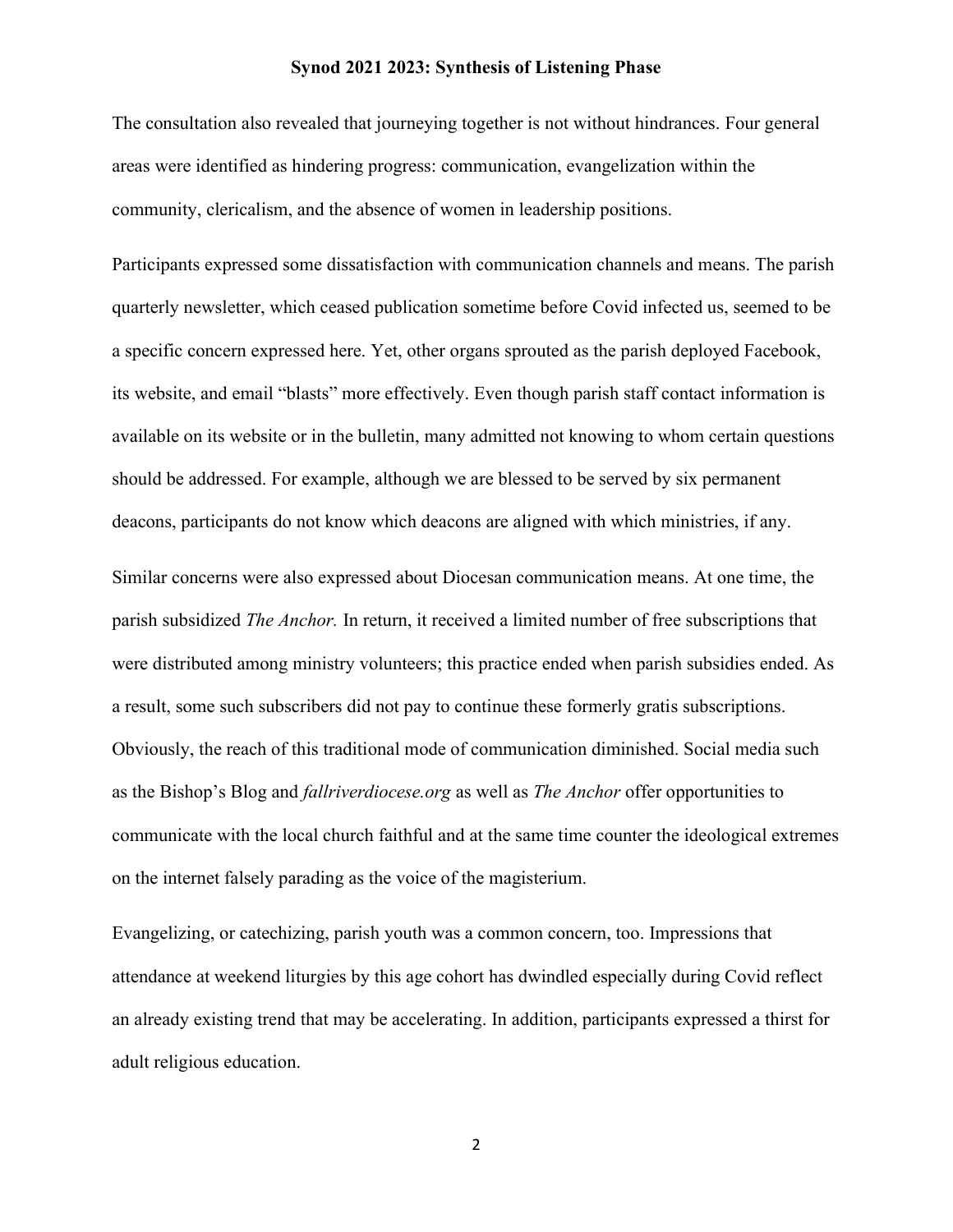The consultation also revealed that journeying together is not without hindrances. Four general areas were identified as hindering progress: communication, evangelization within the community, clericalism, and the absence of women in leadership positions.

Participants expressed some dissatisfaction with communication channels and means. The parish quarterly newsletter, which ceased publication sometime before Covid infected us, seemed to be a specific concern expressed here. Yet, other organs sprouted as the parish deployed Facebook, its website, and email "blasts" more effectively. Even though parish staff contact information is available on its website or in the bulletin, many admitted not knowing to whom certain questions should be addressed. For example, although we are blessed to be served by six permanent deacons, participants do not know which deacons are aligned with which ministries, if any.

Similar concerns were also expressed about Diocesan communication means. At one time, the parish subsidized *The Anchor.* In return, it received a limited number of free subscriptions that were distributed among ministry volunteers; this practice ended when parish subsidies ended. As a result, some such subscribers did not pay to continue these formerly gratis subscriptions. Obviously, the reach of this traditional mode of communication diminished. Social media such as the Bishop's Blog and *fallriverdiocese.org* as well as *The Anchor* offer opportunities to communicate with the local church faithful and at the same time counter the ideological extremes on the internet falsely parading as the voice of the magisterium.

Evangelizing, or catechizing, parish youth was a common concern, too. Impressions that attendance at weekend liturgies by this age cohort has dwindled especially during Covid reflect an already existing trend that may be accelerating. In addition, participants expressed a thirst for adult religious education.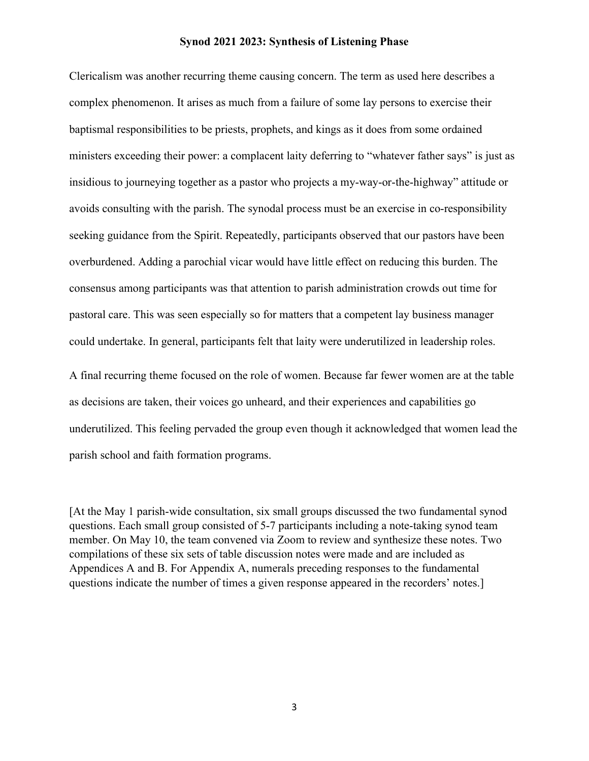Clericalism was another recurring theme causing concern. The term as used here describes a complex phenomenon. It arises as much from a failure of some lay persons to exercise their baptismal responsibilities to be priests, prophets, and kings as it does from some ordained ministers exceeding their power: a complacent laity deferring to "whatever father says" is just as insidious to journeying together as a pastor who projects a my-way-or-the-highway" attitude or avoids consulting with the parish. The synodal process must be an exercise in co-responsibility seeking guidance from the Spirit. Repeatedly, participants observed that our pastors have been overburdened. Adding a parochial vicar would have little effect on reducing this burden. The consensus among participants was that attention to parish administration crowds out time for pastoral care. This was seen especially so for matters that a competent lay business manager could undertake. In general, participants felt that laity were underutilized in leadership roles.

A final recurring theme focused on the role of women. Because far fewer women are at the table as decisions are taken, their voices go unheard, and their experiences and capabilities go underutilized. This feeling pervaded the group even though it acknowledged that women lead the parish school and faith formation programs.

[At the May 1 parish-wide consultation, six small groups discussed the two fundamental synod questions. Each small group consisted of 5-7 participants including a note-taking synod team member. On May 10, the team convened via Zoom to review and synthesize these notes. Two compilations of these six sets of table discussion notes were made and are included as Appendices A and B. For Appendix A, numerals preceding responses to the fundamental questions indicate the number of times a given response appeared in the recorders' notes.]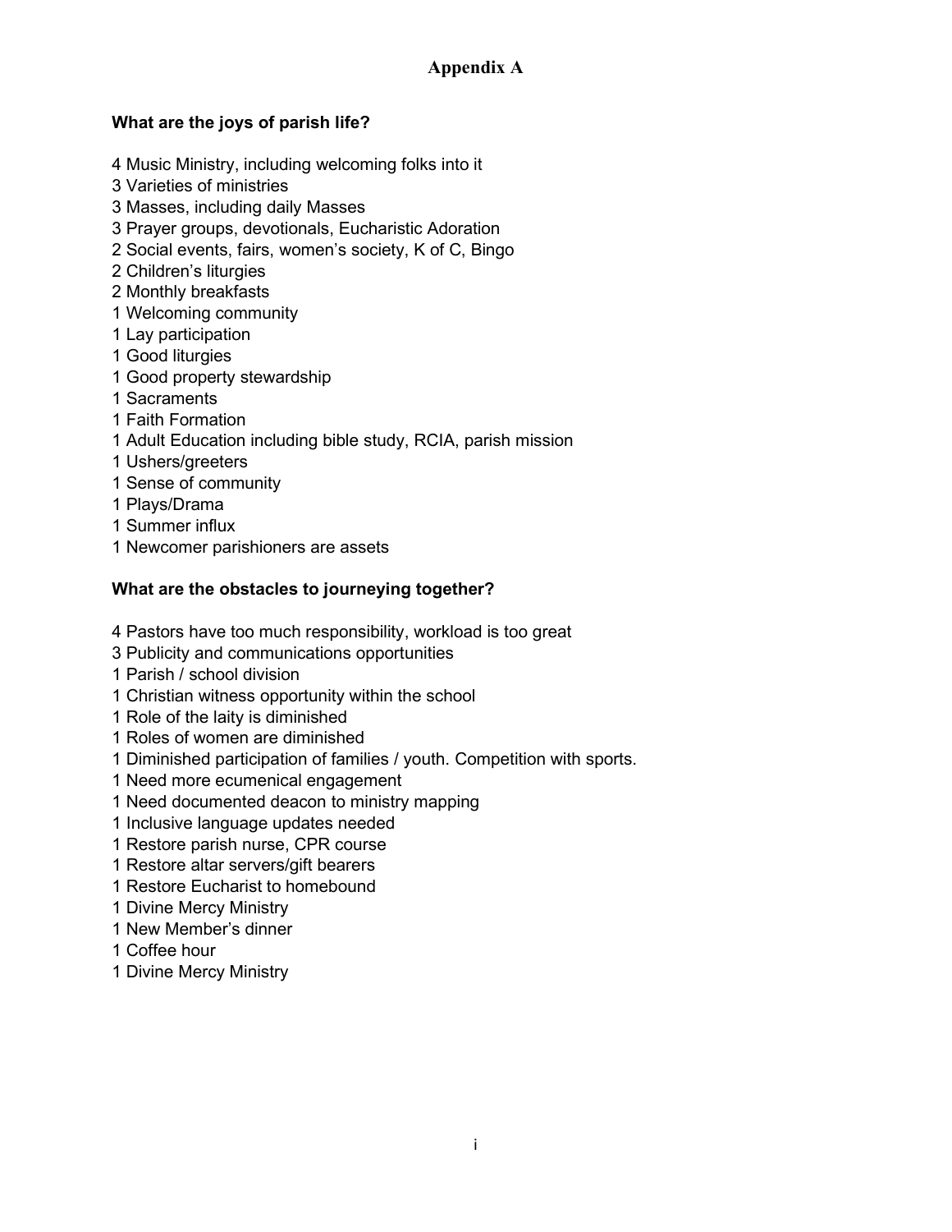# Appendix A

**What are the joys of parish life?**

4 Music Ministry, including welcoming folks into it
3 Varieties of ministries
3 Masses, including daily Masses
3 Prayer groups, devotionals, Eucharistic Adoration
2 Social events, fairs, women's society, K of C, Bingo
2 Children's liturgies
2 Monthly breakfasts
1 Welcoming community
1 Lay participation
1 Good liturgies
1 Good property stewardship
1 Sacraments
1 Faith Formation
1 Adult Education including bible study, RCIA, parish mission
1 Ushers/greeters
1 Sense of community
1 Plays/Drama
1 Summer influx
1 Newcomer parishioners are assets

**What are the obstacles to journeying together?**

4 Pastors have too much responsibility, workload is too great
3 Publicity and communications opportunities
1 Parish / school division
1 Christian witness opportunity within the school
1 Role of the laity is diminished
1 Roles of women are diminished
1 Diminished participation of families / youth. Competition with sports.
1 Need more ecumenical engagement
1 Need documented deacon to ministry mapping
1 Inclusive language updates needed
1 Restore parish nurse, CPR course
1 Restore altar servers/gift bearers
1 Restore Eucharist to homebound
1 Divine Mercy Ministry
1 New Member's dinner
1 Coffee hour
1 Divine Mercy Ministry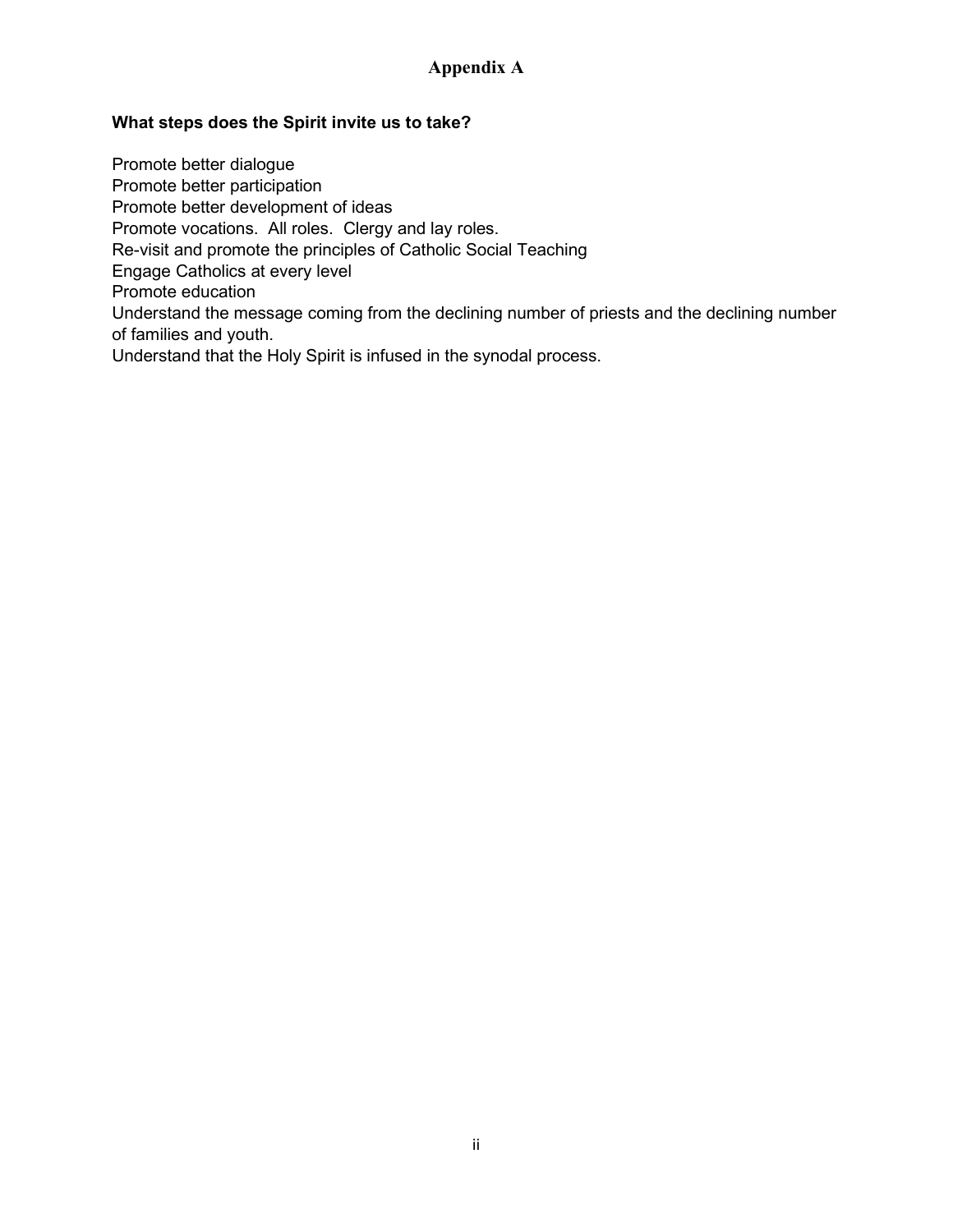# Appendix A

**What steps does the Spirit invite us to take?**

Promote better dialogue
Promote better participation
Promote better development of ideas
Promote vocations.  All roles.  Clergy and lay roles.
Re-visit and promote the principles of Catholic Social Teaching
Engage Catholics at every level
Promote education
Understand the message coming from the declining number of priests and the declining number of families and youth.
Understand that the Holy Spirit is infused in the synodal process.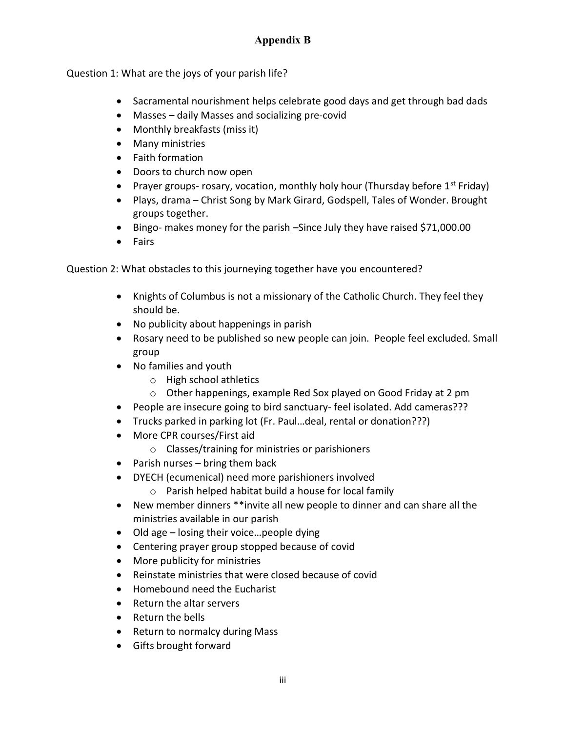# Appendix B

Question 1: What are the joys of your parish life?

- Sacramental nourishment helps celebrate good days and get through bad dads
- Masses – daily Masses and socializing pre-covid
- Monthly breakfasts (miss it)
- Many ministries
- Faith formation
- Doors to church now open
- Prayer groups- rosary, vocation, monthly holy hour (Thursday before 1st Friday)
- Plays, drama – Christ Song by Mark Girard, Godspell, Tales of Wonder. Brought groups together.
- Bingo- makes money for the parish –Since July they have raised $71,000.00
- Fairs

Question 2: What obstacles to this journeying together have you encountered?

- Knights of Columbus is not a missionary of the Catholic Church. They feel they should be.
- No publicity about happenings in parish
- Rosary need to be published so new people can join. People feel excluded. Small group
- No families and youth
  - High school athletics
  - Other happenings, example Red Sox played on Good Friday at 2 pm
- People are insecure going to bird sanctuary- feel isolated. Add cameras???
- Trucks parked in parking lot (Fr. Paul…deal, rental or donation???)
- More CPR courses/First aid
  - Classes/training for ministries or parishioners
- Parish nurses – bring them back
- DYECH (ecumenical) need more parishioners involved
  - Parish helped habitat build a house for local family
- New member dinners **invite all new people to dinner and can share all the ministries available in our parish
- Old age – losing their voice…people dying
- Centering prayer group stopped because of covid
- More publicity for ministries
- Reinstate ministries that were closed because of covid
- Homebound need the Eucharist
- Return the altar servers
- Return the bells
- Return to normalcy during Mass
- Gifts brought forward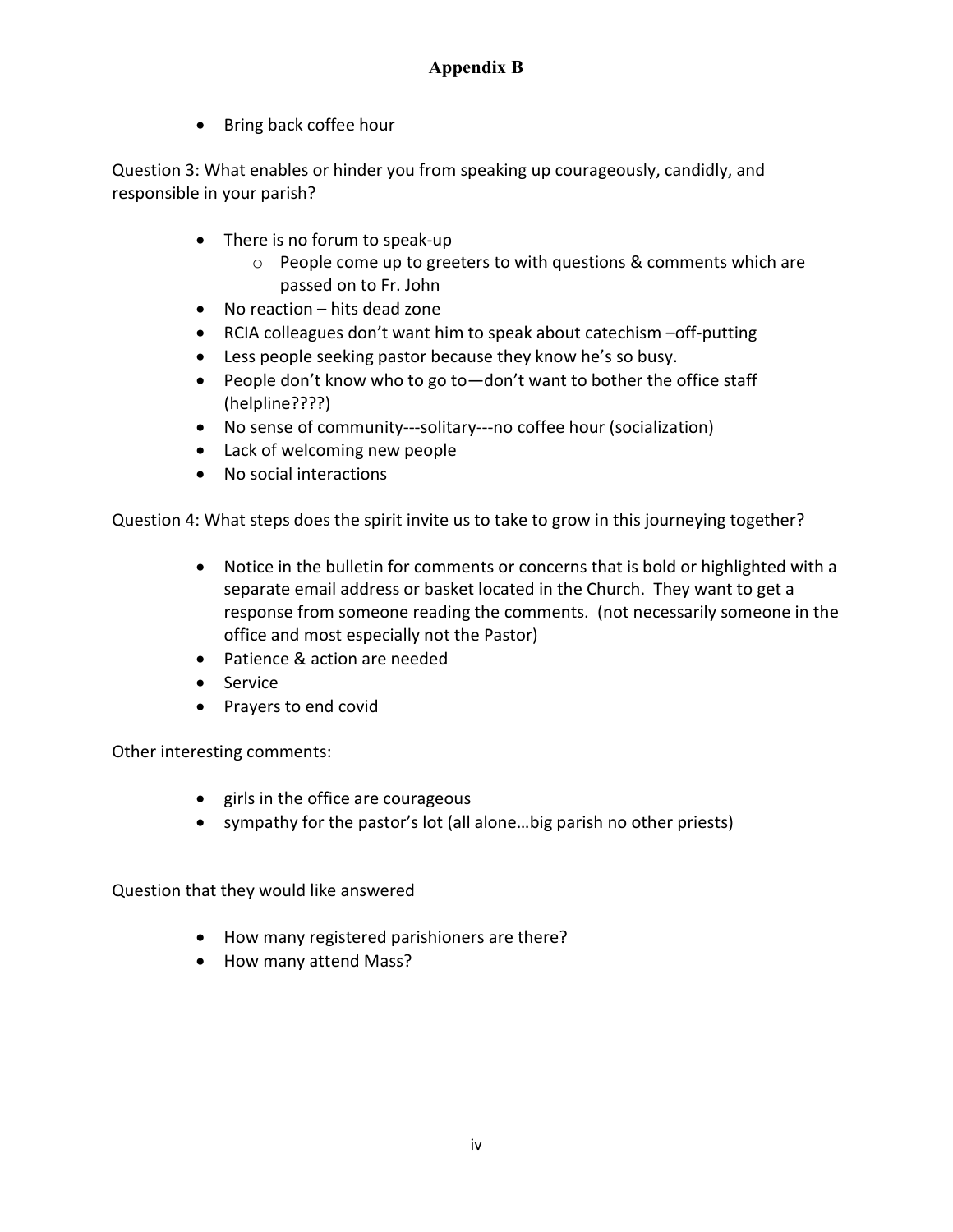# Appendix B

- Bring back coffee hour

Question 3: What enables or hinder you from speaking up courageously, candidly, and responsible in your parish?

- There is no forum to speak-up
  - People come up to greeters to with questions & comments which are passed on to Fr. John
- No reaction – hits dead zone
- RCIA colleagues don't want him to speak about catechism –off-putting
- Less people seeking pastor because they know he's so busy.
- People don't know who to go to—don't want to bother the office staff (helpline????)
- No sense of community---solitary---no coffee hour (socialization)
- Lack of welcoming new people
- No social interactions

Question 4: What steps does the spirit invite us to take to grow in this journeying together?

- Notice in the bulletin for comments or concerns that is bold or highlighted with a separate email address or basket located in the Church. They want to get a response from someone reading the comments. (not necessarily someone in the office and most especially not the Pastor)
- Patience & action are needed
- Service
- Prayers to end covid

Other interesting comments:

- girls in the office are courageous
- sympathy for the pastor's lot (all alone…big parish no other priests)

Question that they would like answered

- How many registered parishioners are there?
- How many attend Mass?